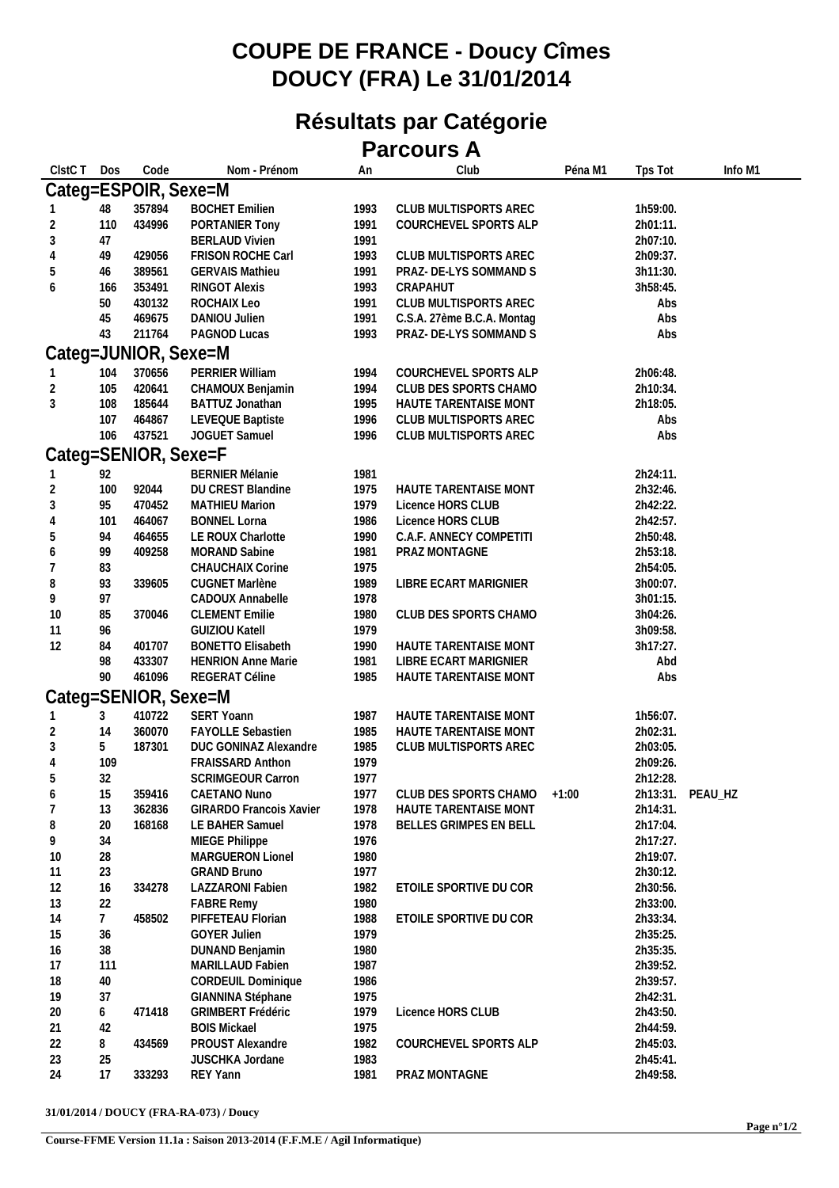# COUPE DE FRANCE - Doucy Cîmes
# DOUCY (FRA) Le 31/01/2014

## Résultats par Catégorie
## Parcours A

| ClstC T | Dos | Code | Nom - Prénom | An | Club | Péna M1 | Tps Tot | Info M1 |
|---|---|---|---|---|---|---|---|---|
| **Categ=ESPOIR, Sexe=M** | | | | | | | | |
| 1 | 48 | 357894 | BOCHET Emilien | 1993 | CLUB MULTISPORTS AREC | | 1h59:00. | |
| 2 | 110 | 434996 | PORTANIER Tony | 1991 | COURCHEVEL SPORTS ALP | | 2h01:11. | |
| 3 | 47 | | BERLAUD Vivien | 1991 | | | 2h07:10. | |
| 4 | 49 | 429056 | FRISON ROCHE Carl | 1993 | CLUB MULTISPORTS AREC | | 2h09:37. | |
| 5 | 46 | 389561 | GERVAIS Mathieu | 1991 | PRAZ- DE-LYS SOMMAND S | | 3h11:30. | |
| 6 | 166 | 353491 | RINGOT Alexis | 1993 | CRAPAHUT | | 3h58:45. | |
| | 50 | 430132 | ROCHAIX Leo | 1991 | CLUB MULTISPORTS AREC | | Abs | |
| | 45 | 469675 | DANIOU Julien | 1991 | C.S.A. 27ème B.C.A. Montag | | Abs | |
| | 43 | 211764 | PAGNOD Lucas | 1993 | PRAZ- DE-LYS SOMMAND S | | Abs | |
| **Categ=JUNIOR, Sexe=M** | | | | | | | | |
| 1 | 104 | 370656 | PERRIER William | 1994 | COURCHEVEL SPORTS ALP | | 2h06:48. | |
| 2 | 105 | 420641 | CHAMOUX Benjamin | 1994 | CLUB DES SPORTS CHAMO | | 2h10:34. | |
| 3 | 108 | 185644 | BATTUZ Jonathan | 1995 | HAUTE TARENTAISE MONT | | 2h18:05. | |
| | 107 | 464867 | LEVEQUE Baptiste | 1996 | CLUB MULTISPORTS AREC | | Abs | |
| | 106 | 437521 | JOGUET Samuel | 1996 | CLUB MULTISPORTS AREC | | Abs | |
| **Categ=SENIOR, Sexe=F** | | | | | | | | |
| 1 | 92 | | BERNIER Mélanie | 1981 | | | 2h24:11. | |
| 2 | 100 | 92044 | DU CREST Blandine | 1975 | HAUTE TARENTAISE MONT | | 2h32:46. | |
| 3 | 95 | 470452 | MATHIEU Marion | 1979 | Licence HORS CLUB | | 2h42:22. | |
| 4 | 101 | 464067 | BONNEL Lorna | 1986 | Licence HORS CLUB | | 2h42:57. | |
| 5 | 94 | 464655 | LE ROUX Charlotte | 1990 | C.A.F. ANNECY COMPETITI | | 2h50:48. | |
| 6 | 99 | 409258 | MORAND Sabine | 1981 | PRAZ MONTAGNE | | 2h53:18. | |
| 7 | 83 | | CHAUCHAIX Corine | 1975 | | | 2h54:05. | |
| 8 | 93 | 339605 | CUGNET Marlène | 1989 | LIBRE ECART MARIGNIER | | 3h00:07. | |
| 9 | 97 | | CADOUX Annabelle | 1978 | | | 3h01:15. | |
| 10 | 85 | 370046 | CLEMENT Emilie | 1980 | CLUB DES SPORTS CHAMO | | 3h04:26. | |
| 11 | 96 | | GUIZIOU Katell | 1979 | | | 3h09:58. | |
| 12 | 84 | 401707 | BONETTO Elisabeth | 1990 | HAUTE TARENTAISE MONT | | 3h17:27. | |
| | 98 | 433307 | HENRION Anne Marie | 1981 | LIBRE ECART MARIGNIER | | Abd | |
| | 90 | 461096 | REGERAT Céline | 1985 | HAUTE TARENTAISE MONT | | Abs | |
| **Categ=SENIOR, Sexe=M** | | | | | | | | |
| 1 | 3 | 410722 | SERT Yoann | 1987 | HAUTE TARENTAISE MONT | | 1h56:07. | |
| 2 | 14 | 360070 | FAYOLLE Sebastien | 1985 | HAUTE TARENTAISE MONT | | 2h02:31. | |
| 3 | 5 | 187301 | DUC GONINAZ Alexandre | 1985 | CLUB MULTISPORTS AREC | | 2h03:05. | |
| 4 | 109 | | FRAISSARD Anthon | 1979 | | | 2h09:26. | |
| 5 | 32 | | SCRIMGEOUR Carron | 1977 | | | 2h12:28. | |
| 6 | 15 | 359416 | CAETANO Nuno | 1977 | CLUB DES SPORTS CHAMO | +1:00 | 2h13:31. | PEAU_HZ |
| 7 | 13 | 362836 | GIRARDO Francois Xavier | 1978 | HAUTE TARENTAISE MONT | | 2h14:31. | |
| 8 | 20 | 168168 | LE BAHER Samuel | 1978 | BELLES GRIMPES EN BELL | | 2h17:04. | |
| 9 | 34 | | MIEGE Philippe | 1976 | | | 2h17:27. | |
| 10 | 28 | | MARGUERON Lionel | 1980 | | | 2h19:07. | |
| 11 | 23 | | GRAND Bruno | 1977 | | | 2h30:12. | |
| 12 | 16 | 334278 | LAZZARONI Fabien | 1982 | ETOILE SPORTIVE DU COR | | 2h30:56. | |
| 13 | 22 | | FABRE Remy | 1980 | | | 2h33:00. | |
| 14 | 7 | 458502 | PIFFETEAU Florian | 1988 | ETOILE SPORTIVE DU COR | | 2h33:34. | |
| 15 | 36 | | GOYER Julien | 1979 | | | 2h35:25. | |
| 16 | 38 | | DUNAND Benjamin | 1980 | | | 2h35:35. | |
| 17 | 111 | | MARILLAUD Fabien | 1987 | | | 2h39:52. | |
| 18 | 40 | | CORDEUIL Dominique | 1986 | | | 2h39:57. | |
| 19 | 37 | | GIANNINA Stéphane | 1975 | | | 2h42:31. | |
| 20 | 6 | 471418 | GRIMBERT Frédéric | 1979 | Licence HORS CLUB | | 2h43:50. | |
| 21 | 42 | | BOIS Mickael | 1975 | | | 2h44:59. | |
| 22 | 8 | 434569 | PROUST Alexandre | 1982 | COURCHEVEL SPORTS ALP | | 2h45:03. | |
| 23 | 25 | | JUSCHKA Jordane | 1983 | | | 2h45:41. | |
| 24 | 17 | 333293 | REY Yann | 1981 | PRAZ MONTAGNE | | 2h49:58. | |

**31/01/2014 / DOUCY (FRA-RA-073) / Doucy**

**Course-FFME Version 11.1a : Saison 2013-2014 (F.F.M.E / Agil Informatique)**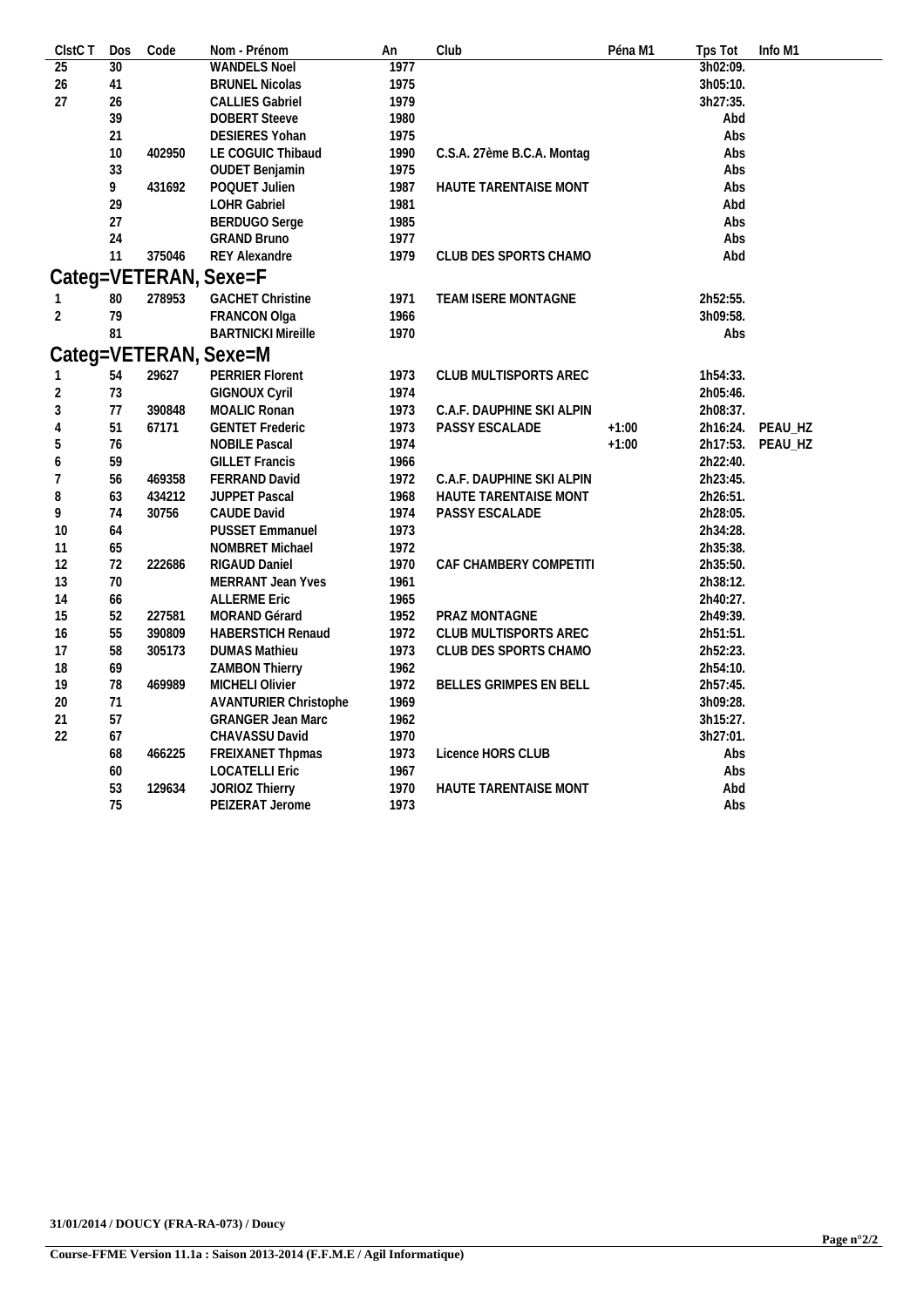| ClstC T | Dos | Code | Nom - Prénom | An | Club | Péna M1 | Tps Tot | Info M1 |
|---|---|---|---|---|---|---|---|---|
| 25 | 30 | | WANDELS Noel | 1977 | | | 3h02:09. | |
| 26 | 41 | | BRUNEL Nicolas | 1975 | | | 3h05:10. | |
| 27 | 26 | | CALLIES Gabriel | 1979 | | | 3h27:35. | |
| | 39 | | DOBERT Steeve | 1980 | | | Abd | |
| | 21 | | DESIERES Yohan | 1975 | | | Abs | |
| | 10 | 402950 | LE COGUIC Thibaud | 1990 | C.S.A. 27ème B.C.A. Montag | | Abs | |
| | 33 | | OUDET Benjamin | 1975 | | | Abs | |
| | 9 | 431692 | POQUET Julien | 1987 | HAUTE TARENTAISE MONT | | Abs | |
| | 29 | | LOHR Gabriel | 1981 | | | Abd | |
| | 27 | | BERDUGO Serge | 1985 | | | Abs | |
| | 24 | | GRAND Bruno | 1977 | | | Abs | |
| | 11 | 375046 | REY Alexandre | 1979 | CLUB DES SPORTS CHAMO | | Abd | |

## Categ=VETERAN, Sexe=F

| ClstC T | Dos | Code | Nom - Prénom | An | Club | Péna M1 | Tps Tot | Info M1 |
|---|---|---|---|---|---|---|---|---|
| 1 | 80 | 278953 | GACHET Christine | 1971 | TEAM ISERE MONTAGNE | | 2h52:55. | |
| 2 | 79 | | FRANCON Olga | 1966 | | | 3h09:58. | |
| | 81 | | BARTNICKI Mireille | 1970 | | | Abs | |

## Categ=VETERAN, Sexe=M

| ClstC T | Dos | Code | Nom - Prénom | An | Club | Péna M1 | Tps Tot | Info M1 |
|---|---|---|---|---|---|---|---|---|
| 1 | 54 | 29627 | PERRIER Florent | 1973 | CLUB MULTISPORTS AREC | | 1h54:33. | |
| 2 | 73 | | GIGNOUX Cyril | 1974 | | | 2h05:46. | |
| 3 | 77 | 390848 | MOALIC Ronan | 1973 | C.A.F. DAUPHINE SKI ALPIN | | 2h08:37. | |
| 4 | 51 | 67171 | GENTET Frederic | 1973 | PASSY ESCALADE | +1:00 | 2h16:24. | PEAU_HZ |
| 5 | 76 | | NOBILE Pascal | 1974 | | +1:00 | 2h17:53. | PEAU_HZ |
| 6 | 59 | | GILLET Francis | 1966 | | | 2h22:40. | |
| 7 | 56 | 469358 | FERRAND David | 1972 | C.A.F. DAUPHINE SKI ALPIN | | 2h23:45. | |
| 8 | 63 | 434212 | JUPPET Pascal | 1968 | HAUTE TARENTAISE MONT | | 2h26:51. | |
| 9 | 74 | 30756 | CAUDE David | 1974 | PASSY ESCALADE | | 2h28:05. | |
| 10 | 64 | | PUSSET Emmanuel | 1973 | | | 2h34:28. | |
| 11 | 65 | | NOMBRET Michael | 1972 | | | 2h35:38. | |
| 12 | 72 | 222686 | RIGAUD Daniel | 1970 | CAF CHAMBERY COMPETITI | | 2h35:50. | |
| 13 | 70 | | MERRANT Jean Yves | 1961 | | | 2h38:12. | |
| 14 | 66 | | ALLERME Eric | 1965 | | | 2h40:27. | |
| 15 | 52 | 227581 | MORAND Gérard | 1952 | PRAZ MONTAGNE | | 2h49:39. | |
| 16 | 55 | 390809 | HABERSTICH Renaud | 1972 | CLUB MULTISPORTS AREC | | 2h51:51. | |
| 17 | 58 | 305173 | DUMAS Mathieu | 1973 | CLUB DES SPORTS CHAMO | | 2h52:23. | |
| 18 | 69 | | ZAMBON Thierry | 1962 | | | 2h54:10. | |
| 19 | 78 | 469989 | MICHELI Olivier | 1972 | BELLES GRIMPES EN BELL | | 2h57:45. | |
| 20 | 71 | | AVANTURIER Christophe | 1969 | | | 3h09:28. | |
| 21 | 57 | | GRANGER Jean Marc | 1962 | | | 3h15:27. | |
| 22 | 67 | | CHAVASSU David | 1970 | | | 3h27:01. | |
| | 68 | 466225 | FREIXANET Thpmas | 1973 | Licence HORS CLUB | | Abs | |
| | 60 | | LOCATELLI Eric | 1967 | | | Abs | |
| | 53 | 129634 | JORIOZ Thierry | 1970 | HAUTE TARENTAISE MONT | | Abd | |
| | 75 | | PEIZERAT Jerome | 1973 | | | Abs | |

**31/01/2014 / DOUCY (FRA-RA-073) / Doucy**

**Course-FFME Version 11.1a : Saison 2013-2014 (F.F.M.E / Agil Informatique)**